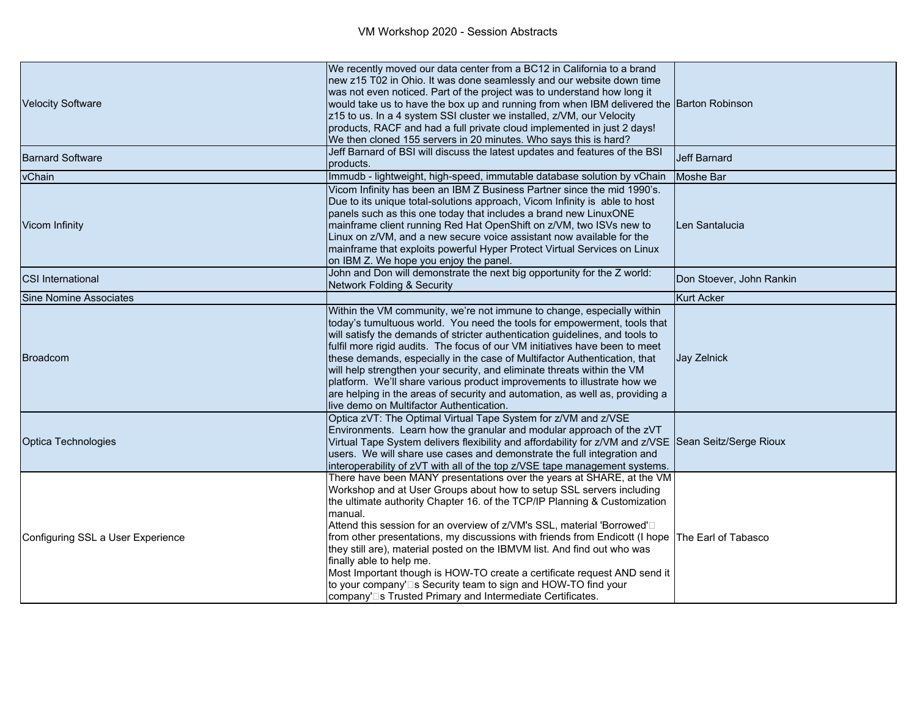# VM Workshop 2020 - Session Abstracts

| | | |
|---|---|---|
| Velocity Software | We recently moved our data center from a BC12 in California to a brand new z15 T02 in Ohio. It was done seamlessly and our website down time was not even noticed. Part of the project was to understand how long it would take us to have the box up and running from when IBM delivered the z15 to us. In a 4 system SSI cluster we installed, z/VM, our Velocity products, RACF and had a full private cloud implemented in just 2 days! We then cloned 155 servers in 20 minutes. Who says this is hard? | Barton Robinson |
| Barnard Software | Jeff Barnard of BSI will discuss the latest updates and features of the BSI products. | Jeff Barnard |
| vChain | Immudb - lightweight, high-speed, immutable database solution by vChain | Moshe Bar |
| Vicom Infinity | Vicom Infinity has been an IBM Z Business Partner since the mid 1990's. Due to its unique total-solutions approach, Vicom Infinity is able to host panels such as this one today that includes a brand new LinuxONE mainframe client running Red Hat OpenShift on z/VM, two ISVs new to Linux on z/VM, and a new secure voice assistant now available for the mainframe that exploits powerful Hyper Protect Virtual Services on Linux on IBM Z. We hope you enjoy the panel. | Len Santalucia |
| CSI International | John and Don will demonstrate the next big opportunity for the Z world: Network Folding & Security | Don Stoever, John Rankin |
| Sine Nomine Associates | | Kurt Acker |
| Broadcom | Within the VM community, we're not immune to change, especially within today's tumultuous world. You need the tools for empowerment, tools that will satisfy the demands of stricter authentication guidelines, and tools to fulfil more rigid audits. The focus of our VM initiatives have been to meet these demands, especially in the case of Multifactor Authentication, that will help strengthen your security, and eliminate threats within the VM platform. We'll share various product improvements to illustrate how we are helping in the areas of security and automation, as well as, providing a live demo on Multifactor Authentication. | Jay Zelnick |
| Optica Technologies | Optica zVT: The Optimal Virtual Tape System for z/VM and z/VSE Environments. Learn how the granular and modular approach of the zVT Virtual Tape System delivers flexibility and affordability for z/VM and z/VSE users. We will share use cases and demonstrate the full integration and interoperability of zVT with all of the top z/VSE tape management systems. | Sean Seitz/Serge Rioux |
| Configuring SSL a User Experience | There have been MANY presentations over the years at SHARE, at the VM Workshop and at User Groups about how to setup SSL servers including the ultimate authority Chapter 16. of the TCP/IP Planning & Customization manual.<br>Attend this session for an overview of z/VM's SSL, material 'Borrowed'□ from other presentations, my discussions with friends from Endicott (I hope they still are), material posted on the IBMVM list. And find out who was finally able to help me.<br>Most Important though is HOW-TO create a certificate request AND send it to your company'□s Security team to sign and HOW-TO find your company'□s Trusted Primary and Intermediate Certificates. | The Earl of Tabasco |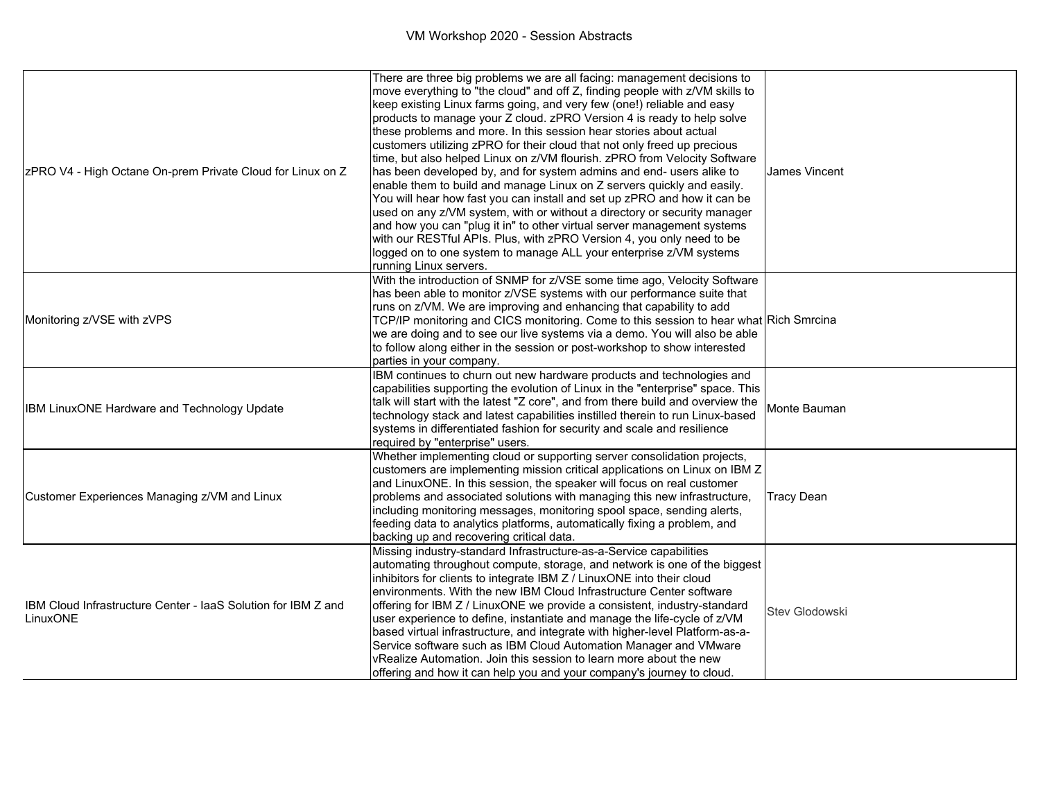| | | |
|---|---|---|
| zPRO V4 - High Octane On-prem Private Cloud for Linux on Z | There are three big problems we are all facing: management decisions to move everything to "the cloud" and off Z, finding people with z/VM skills to keep existing Linux farms going, and very few (one!) reliable and easy products to manage your Z cloud. zPRO Version 4 is ready to help solve these problems and more. In this session hear stories about actual customers utilizing zPRO for their cloud that not only freed up precious time, but also helped Linux on z/VM flourish. zPRO from Velocity Software has been developed by, and for system admins and end- users alike to enable them to build and manage Linux on Z servers quickly and easily. You will hear how fast you can install and set up zPRO and how it can be used on any z/VM system, with or without a directory or security manager and how you can "plug it in" to other virtual server management systems with our RESTful APIs. Plus, with zPRO Version 4, you only need to be logged on to one system to manage ALL your enterprise z/VM systems running Linux servers. | James Vincent |
| Monitoring z/VSE with zVPS | With the introduction of SNMP for z/VSE some time ago, Velocity Software has been able to monitor z/VSE systems with our performance suite that runs on z/VM. We are improving and enhancing that capability to add TCP/IP monitoring and CICS monitoring. Come to this session to hear what we are doing and to see our live systems via a demo. You will also be able to follow along either in the session or post-workshop to show interested parties in your company. | Rich Smrcina |
| IBM LinuxONE Hardware and Technology Update | IBM continues to churn out new hardware products and technologies and capabilities supporting the evolution of Linux in the "enterprise" space. This talk will start with the latest "Z core", and from there build and overview the technology stack and latest capabilities instilled therein to run Linux-based systems in differentiated fashion for security and scale and resilience required by "enterprise" users. | Monte Bauman |
| Customer Experiences Managing z/VM and Linux | Whether implementing cloud or supporting server consolidation projects, customers are implementing mission critical applications on Linux on IBM Z and LinuxONE. In this session, the speaker will focus on real customer problems and associated solutions with managing this new infrastructure, including monitoring messages, monitoring spool space, sending alerts, feeding data to analytics platforms, automatically fixing a problem, and backing up and recovering critical data. | Tracy Dean |
| IBM Cloud Infrastructure Center - IaaS Solution for IBM Z and LinuxONE | Missing industry-standard Infrastructure-as-a-Service capabilities automating throughout compute, storage, and network is one of the biggest inhibitors for clients to integrate IBM Z / LinuxONE into their cloud environments. With the new IBM Cloud Infrastructure Center software offering for IBM Z / LinuxONE we provide a consistent, industry-standard user experience to define, instantiate and manage the life-cycle of z/VM based virtual infrastructure, and integrate with higher-level Platform-as-a-Service software such as IBM Cloud Automation Manager and VMware vRealize Automation. Join this session to learn more about the new offering and how it can help you and your company's journey to cloud. | Stev Glodowski |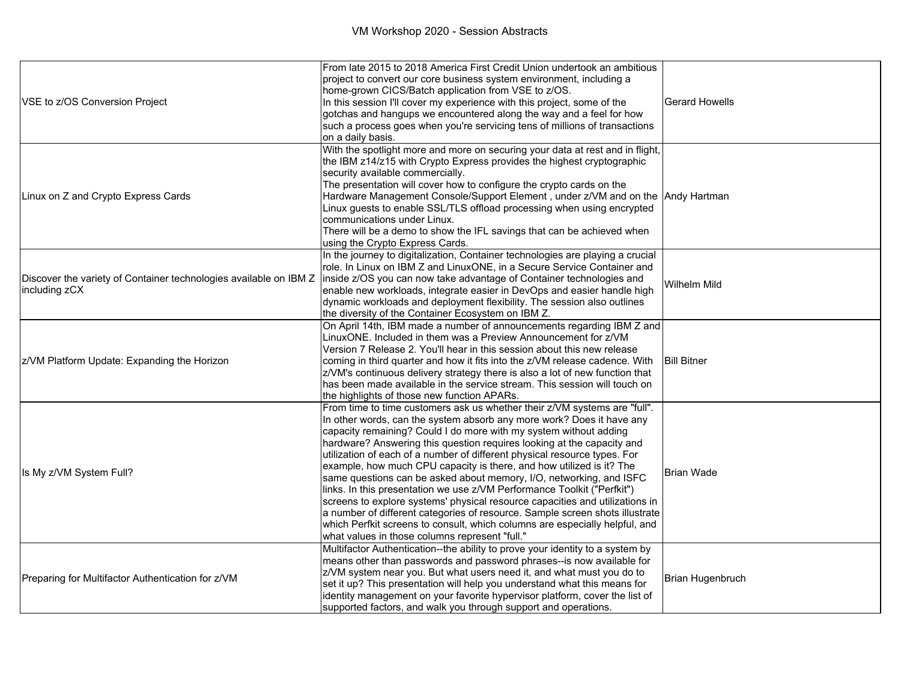| | | |
|---|---|---|
| VSE to z/OS Conversion Project | From late 2015 to 2018 America First Credit Union undertook an ambitious project to convert our core business system environment, including a home-grown CICS/Batch application from VSE to z/OS.<br>In this session I'll cover my experience with this project, some of the gotchas and hangups we encountered along the way and a feel for how such a process goes when you're servicing tens of millions of transactions on a daily basis. | Gerard Howells |
| Linux on Z and Crypto Express Cards | With the spotlight more and more on securing your data at rest and in flight, the IBM z14/z15 with Crypto Express provides the highest cryptographic security available commercially.<br>The presentation will cover how to configure the crypto cards on the Hardware Management Console/Support Element , under z/VM and on the Linux guests to enable SSL/TLS offload processing when using encrypted communications under Linux.<br>There will be a demo to show the IFL savings that can be achieved when using the Crypto Express Cards. | Andy Hartman |
| Discover the variety of Container technologies available on IBM Z including zCX | In the journey to digitalization, Container technologies are playing a crucial role. In Linux on IBM Z and LinuxONE, in a Secure Service Container and inside z/OS you can now take advantage of Container technologies and enable new workloads, integrate easier in DevOps and easier handle high dynamic workloads and deployment flexibility. The session also outlines the diversity of the Container Ecosystem on IBM Z. | Wilhelm Mild |
| z/VM Platform Update: Expanding the Horizon | On April 14th, IBM made a number of announcements regarding IBM Z and LinuxONE. Included in them was a Preview Announcement for z/VM Version 7 Release 2. You'll hear in this session about this new release coming in third quarter and how it fits into the z/VM release cadence. With z/VM's continuous delivery strategy there is also a lot of new function that has been made available in the service stream. This session will touch on the highlights of those new function APARs. | Bill Bitner |
| Is My z/VM System Full? | From time to time customers ask us whether their z/VM systems are "full". In other words, can the system absorb any more work? Does it have any capacity remaining? Could I do more with my system without adding hardware? Answering this question requires looking at the capacity and utilization of each of a number of different physical resource types. For example, how much CPU capacity is there, and how utilized is it? The same questions can be asked about memory, I/O, networking, and ISFC links. In this presentation we use z/VM Performance Toolkit ("Perfkit") screens to explore systems' physical resource capacities and utilizations in a number of different categories of resource. Sample screen shots illustrate which Perfkit screens to consult, which columns are especially helpful, and what values in those columns represent "full." | Brian Wade |
| Preparing for Multifactor Authentication for z/VM | Multifactor Authentication--the ability to prove your identity to a system by means other than passwords and password phrases--is now available for z/VM system near you. But what users need it, and what must you do to set it up? This presentation will help you understand what this means for identity management on your favorite hypervisor platform, cover the list of supported factors, and walk you through support and operations. | Brian Hugenbruch |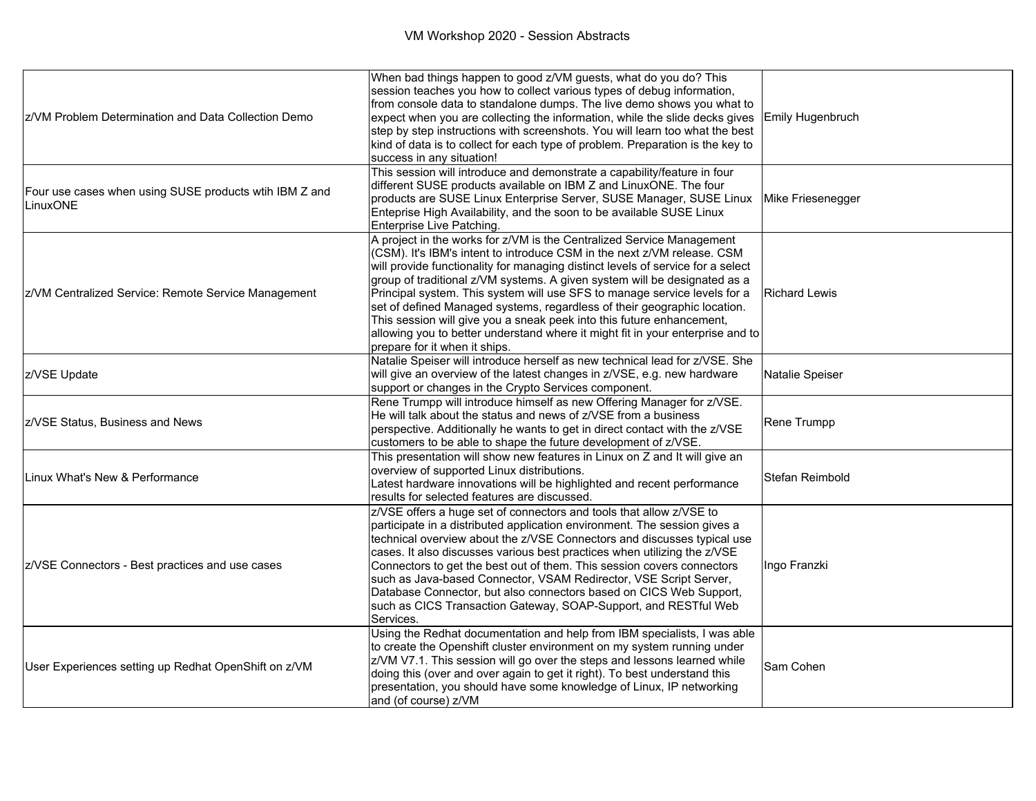| | | |
|---|---|---|
| z/VM Problem Determination and Data Collection Demo | When bad things happen to good z/VM guests, what do you do? This session teaches you how to collect various types of debug information, from console data to standalone dumps. The live demo shows you what to expect when you are collecting the information, while the slide decks gives step by step instructions with screenshots. You will learn too what the best kind of data is to collect for each type of problem. Preparation is the key to success in any situation! | Emily Hugenbruch |
| Four use cases when using SUSE products wtih IBM Z and LinuxONE | This session will introduce and demonstrate a capability/feature in four different SUSE products available on IBM Z and LinuxONE. The four products are SUSE Linux Enterprise Server, SUSE Manager, SUSE Linux Enteprise High Availability, and the soon to be available SUSE Linux Enterprise Live Patching. | Mike Friesenegger |
| z/VM Centralized Service: Remote Service Management | A project in the works for z/VM is the Centralized Service Management (CSM). It's IBM's intent to introduce CSM in the next z/VM release. CSM will provide functionality for managing distinct levels of service for a select group of traditional z/VM systems. A given system will be designated as a Principal system. This system will use SFS to manage service levels for a set of defined Managed systems, regardless of their geographic location. This session will give you a sneak peek into this future enhancement, allowing you to better understand where it might fit in your enterprise and to prepare for it when it ships. | Richard Lewis |
| z/VSE Update | Natalie Speiser will introduce herself as new technical lead for z/VSE. She will give an overview of the latest changes in z/VSE, e.g. new hardware support or changes in the Crypto Services component. | Natalie Speiser |
| z/VSE Status, Business and News | Rene Trumpp will introduce himself as new Offering Manager for z/VSE. He will talk about the status and news of z/VSE from a business perspective. Additionally he wants to get in direct contact with the z/VSE customers to be able to shape the future development of z/VSE. | Rene Trumpp |
| Linux What's New & Performance | This presentation will show new features in Linux on Z and It will give an overview of supported Linux distributions. Latest hardware innovations will be highlighted and recent performance results for selected features are discussed. | Stefan Reimbold |
| z/VSE Connectors - Best practices and use cases | z/VSE offers a huge set of connectors and tools that allow z/VSE to participate in a distributed application environment. The session gives a technical overview about the z/VSE Connectors and discusses typical use cases. It also discusses various best practices when utilizing the z/VSE Connectors to get the best out of them. This session covers connectors such as Java-based Connector, VSAM Redirector, VSE Script Server, Database Connector, but also connectors based on CICS Web Support, such as CICS Transaction Gateway, SOAP-Support, and RESTful Web Services. | Ingo Franzki |
| User Experiences setting up Redhat OpenShift on z/VM | Using the Redhat documentation and help from IBM specialists, I was able to create the Openshift cluster environment on my system running under z/VM V7.1. This session will go over the steps and lessons learned while doing this (over and over again to get it right). To best understand this presentation, you should have some knowledge of Linux, IP networking and (of course) z/VM | Sam Cohen |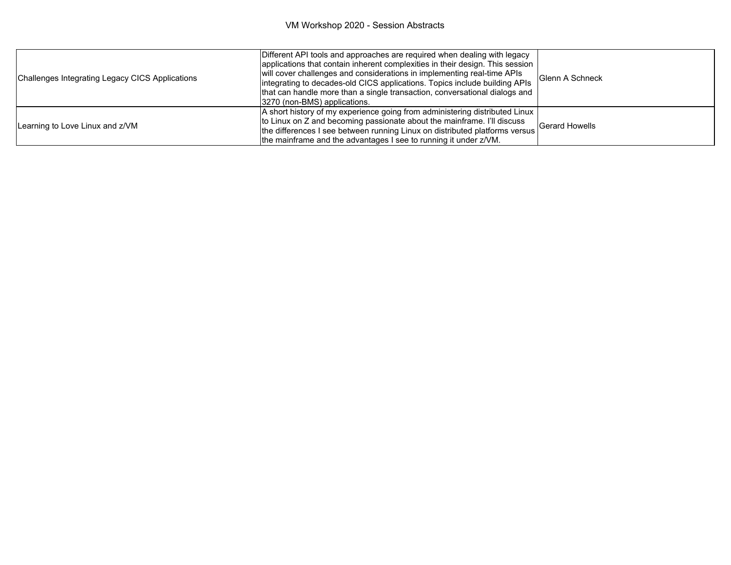| | | |
|---|---|---|
| Challenges Integrating Legacy CICS Applications | Different API tools and approaches are required when dealing with legacy applications that contain inherent complexities in their design. This session will cover challenges and considerations in implementing real-time APIs integrating to decades-old CICS applications. Topics include building APIs that can handle more than a single transaction, conversational dialogs and 3270 (non-BMS) applications. | Glenn A Schneck |
| Learning to Love Linux and z/VM | A short history of my experience going from administering distributed Linux to Linux on Z and becoming passionate about the mainframe. I'll discuss the differences I see between running Linux on distributed platforms versus the mainframe and the advantages I see to running it under z/VM. | Gerard Howells |